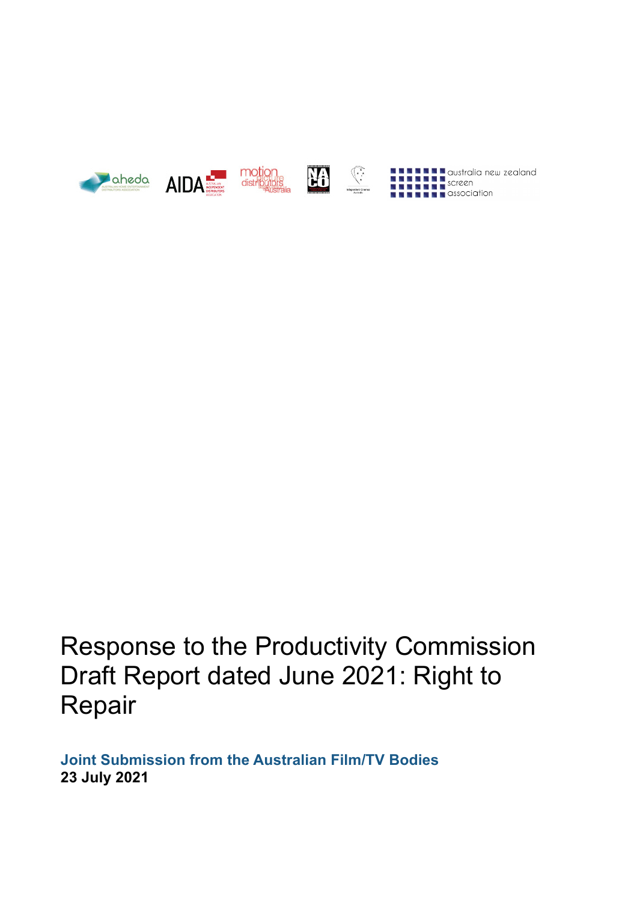# Response to the Productivity Commission Draft Report dated June 2021: Right to Repair

**Joint Submission from the Australian Film/TV Bodies**
**23 July 2021**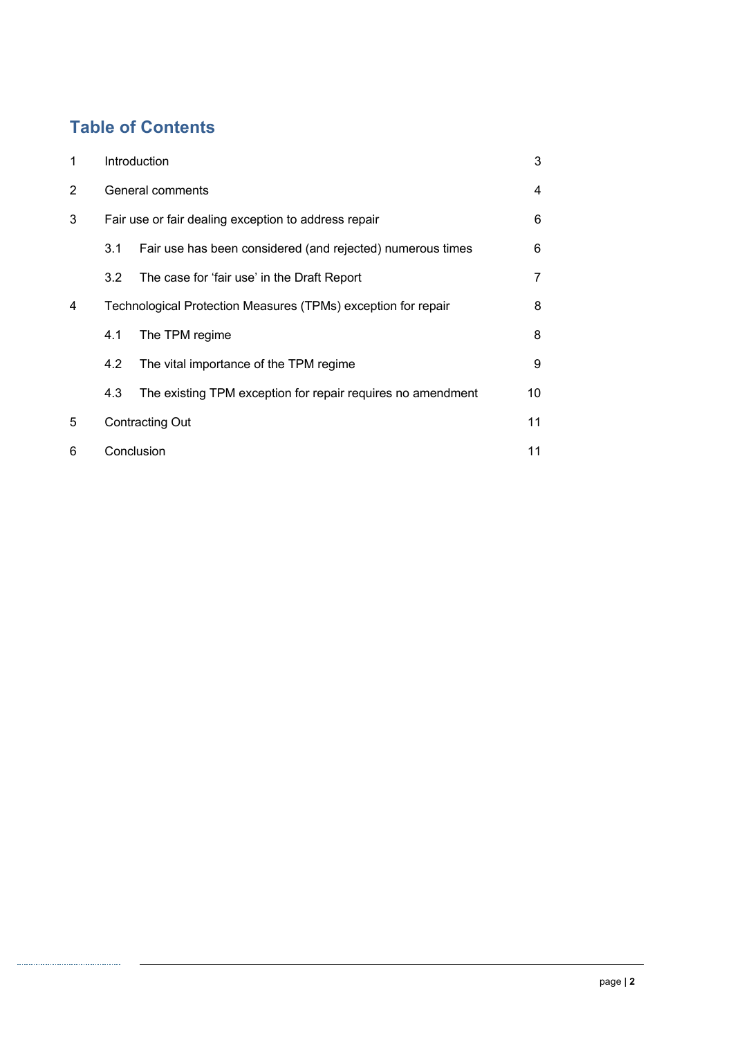# Table of Contents

| | | |
|---|---|---|
| 1 | Introduction | 3 |
| 2 | General comments | 4 |
| 3 | Fair use or fair dealing exception to address repair | 6 |
| | 3.1 Fair use has been considered (and rejected) numerous times | 6 |
| | 3.2 The case for 'fair use' in the Draft Report | 7 |
| 4 | Technological Protection Measures (TPMs) exception for repair | 8 |
| | 4.1 The TPM regime | 8 |
| | 4.2 The vital importance of the TPM regime | 9 |
| | 4.3 The existing TPM exception for repair requires no amendment | 10 |
| 5 | Contracting Out | 11 |
| 6 | Conclusion | 11 |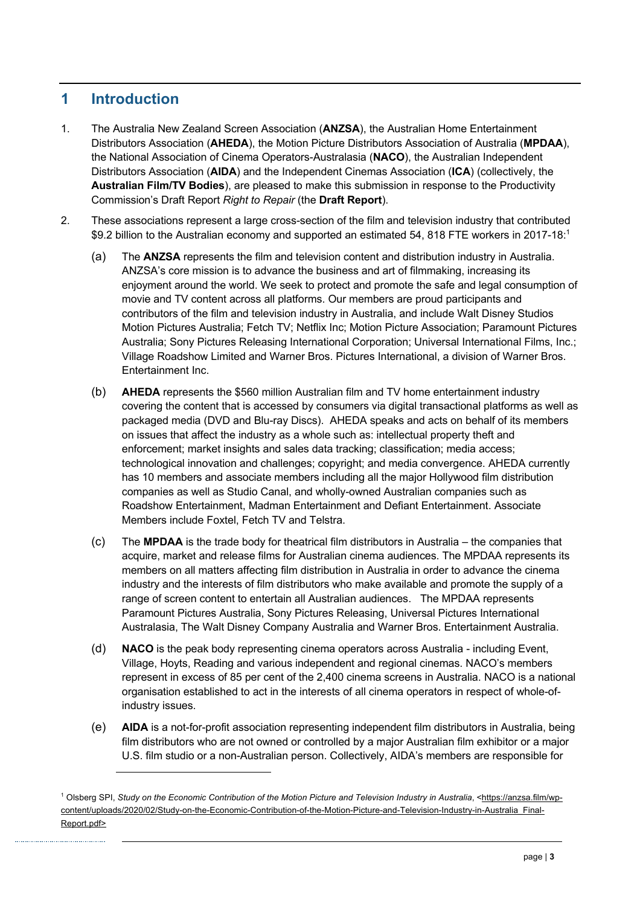# 1 Introduction

1. The Australia New Zealand Screen Association (**ANZSA**), the Australian Home Entertainment Distributors Association (**AHEDA**), the Motion Picture Distributors Association of Australia (**MPDAA**), the National Association of Cinema Operators-Australasia (**NACO**), the Australian Independent Distributors Association (**AIDA**) and the Independent Cinemas Association (**ICA**) (collectively, the **Australian Film/TV Bodies**), are pleased to make this submission in response to the Productivity Commission's Draft Report *Right to Repair* (the **Draft Report**).

2. These associations represent a large cross-section of the film and television industry that contributed $9.2 billion to the Australian economy and supported an estimated 54, 818 FTE workers in 2017-18:[1]

   (a) The **ANZSA** represents the film and television content and distribution industry in Australia. ANZSA's core mission is to advance the business and art of filmmaking, increasing its enjoyment around the world. We seek to protect and promote the safe and legal consumption of movie and TV content across all platforms. Our members are proud participants and contributors of the film and television industry in Australia, and include Walt Disney Studios Motion Pictures Australia; Fetch TV; Netflix Inc; Motion Picture Association; Paramount Pictures Australia; Sony Pictures Releasing International Corporation; Universal International Films, Inc.; Village Roadshow Limited and Warner Bros. Pictures International, a division of Warner Bros. Entertainment Inc.

   (b) **AHEDA** represents the $560 million Australian film and TV home entertainment industry covering the content that is accessed by consumers via digital transactional platforms as well as packaged media (DVD and Blu-ray Discs). AHEDA speaks and acts on behalf of its members on issues that affect the industry as a whole such as: intellectual property theft and enforcement; market insights and sales data tracking; classification; media access; technological innovation and challenges; copyright; and media convergence. AHEDA currently has 10 members and associate members including all the major Hollywood film distribution companies as well as Studio Canal, and wholly-owned Australian companies such as Roadshow Entertainment, Madman Entertainment and Defiant Entertainment. Associate Members include Foxtel, Fetch TV and Telstra.

   (c) The **MPDAA** is the trade body for theatrical film distributors in Australia – the companies that acquire, market and release films for Australian cinema audiences. The MPDAA represents its members on all matters affecting film distribution in Australia in order to advance the cinema industry and the interests of film distributors who make available and promote the supply of a range of screen content to entertain all Australian audiences. The MPDAA represents Paramount Pictures Australia, Sony Pictures Releasing, Universal Pictures International Australasia, The Walt Disney Company Australia and Warner Bros. Entertainment Australia.

   (d) **NACO** is the peak body representing cinema operators across Australia - including Event, Village, Hoyts, Reading and various independent and regional cinemas. NACO's members represent in excess of 85 per cent of the 2,400 cinema screens in Australia. NACO is a national organisation established to act in the interests of all cinema operators in respect of whole-of-industry issues.

   (e) **AIDA** is a not-for-profit association representing independent film distributors in Australia, being film distributors who are not owned or controlled by a major Australian film exhibitor or a major U.S. film studio or a non-Australian person. Collectively, AIDA's members are responsible for

---

[1] Olsberg SPI, *Study on the Economic Contribution of the Motion Picture and Television Industry in Australia*, <https://anzsa.film/wp-content/uploads/2020/02/Study-on-the-Economic-Contribution-of-the-Motion-Picture-and-Television-Industry-in-Australia_Final-Report.pdf>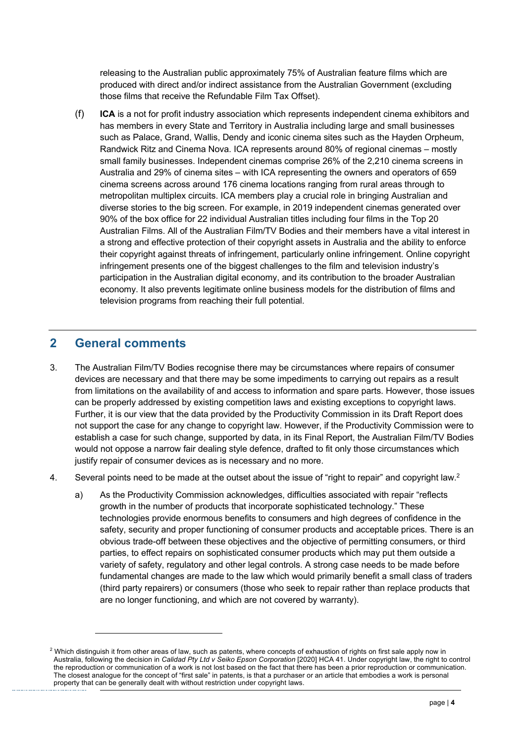releasing to the Australian public approximately 75% of Australian feature films which are produced with direct and/or indirect assistance from the Australian Government (excluding those films that receive the Refundable Film Tax Offset).

(f) **ICA** is a not for profit industry association which represents independent cinema exhibitors and has members in every State and Territory in Australia including large and small businesses such as Palace, Grand, Wallis, Dendy and iconic cinema sites such as the Hayden Orpheum, Randwick Ritz and Cinema Nova. ICA represents around 80% of regional cinemas – mostly small family businesses. Independent cinemas comprise 26% of the 2,210 cinema screens in Australia and 29% of cinema sites – with ICA representing the owners and operators of 659 cinema screens across around 176 cinema locations ranging from rural areas through to metropolitan multiplex circuits. ICA members play a crucial role in bringing Australian and diverse stories to the big screen. For example, in 2019 independent cinemas generated over 90% of the box office for 22 individual Australian titles including four films in the Top 20 Australian Films. All of the Australian Film/TV Bodies and their members have a vital interest in a strong and effective protection of their copyright assets in Australia and the ability to enforce their copyright against threats of infringement, particularly online infringement. Online copyright infringement presents one of the biggest challenges to the film and television industry's participation in the Australian digital economy, and its contribution to the broader Australian economy. It also prevents legitimate online business models for the distribution of films and television programs from reaching their full potential.

## 2 General comments

3. The Australian Film/TV Bodies recognise there may be circumstances where repairs of consumer devices are necessary and that there may be some impediments to carrying out repairs as a result from limitations on the availability of and access to information and spare parts. However, those issues can be properly addressed by existing competition laws and existing exceptions to copyright laws. Further, it is our view that the data provided by the Productivity Commission in its Draft Report does not support the case for any change to copyright law. However, if the Productivity Commission were to establish a case for such change, supported by data, in its Final Report, the Australian Film/TV Bodies would not oppose a narrow fair dealing style defence, drafted to fit only those circumstances which justify repair of consumer devices as is necessary and no more.

4. Several points need to be made at the outset about the issue of "right to repair" and copyright law.[2]

   a) As the Productivity Commission acknowledges, difficulties associated with repair "reflects growth in the number of products that incorporate sophisticated technology." These technologies provide enormous benefits to consumers and high degrees of confidence in the safety, security and proper functioning of consumer products and acceptable prices. There is an obvious trade-off between these objectives and the objective of permitting consumers, or third parties, to effect repairs on sophisticated consumer products which may put them outside a variety of safety, regulatory and other legal controls. A strong case needs to be made before fundamental changes are made to the law which would primarily benefit a small class of traders (third party repairers) or consumers (those who seek to repair rather than replace products that are no longer functioning, and which are not covered by warranty).

---

[2] Which distinguish it from other areas of law, such as patents, where concepts of exhaustion of rights on first sale apply now in Australia, following the decision in *Calidad Pty Ltd v Seiko Epson Corporation* [2020] HCA 41. Under copyright law, the right to control the reproduction or communication of a work is not lost based on the fact that there has been a prior reproduction or communication. The closest analogue for the concept of "first sale" in patents, is that a purchaser or an article that embodies a work is personal property that can be generally dealt with without restriction under copyright laws.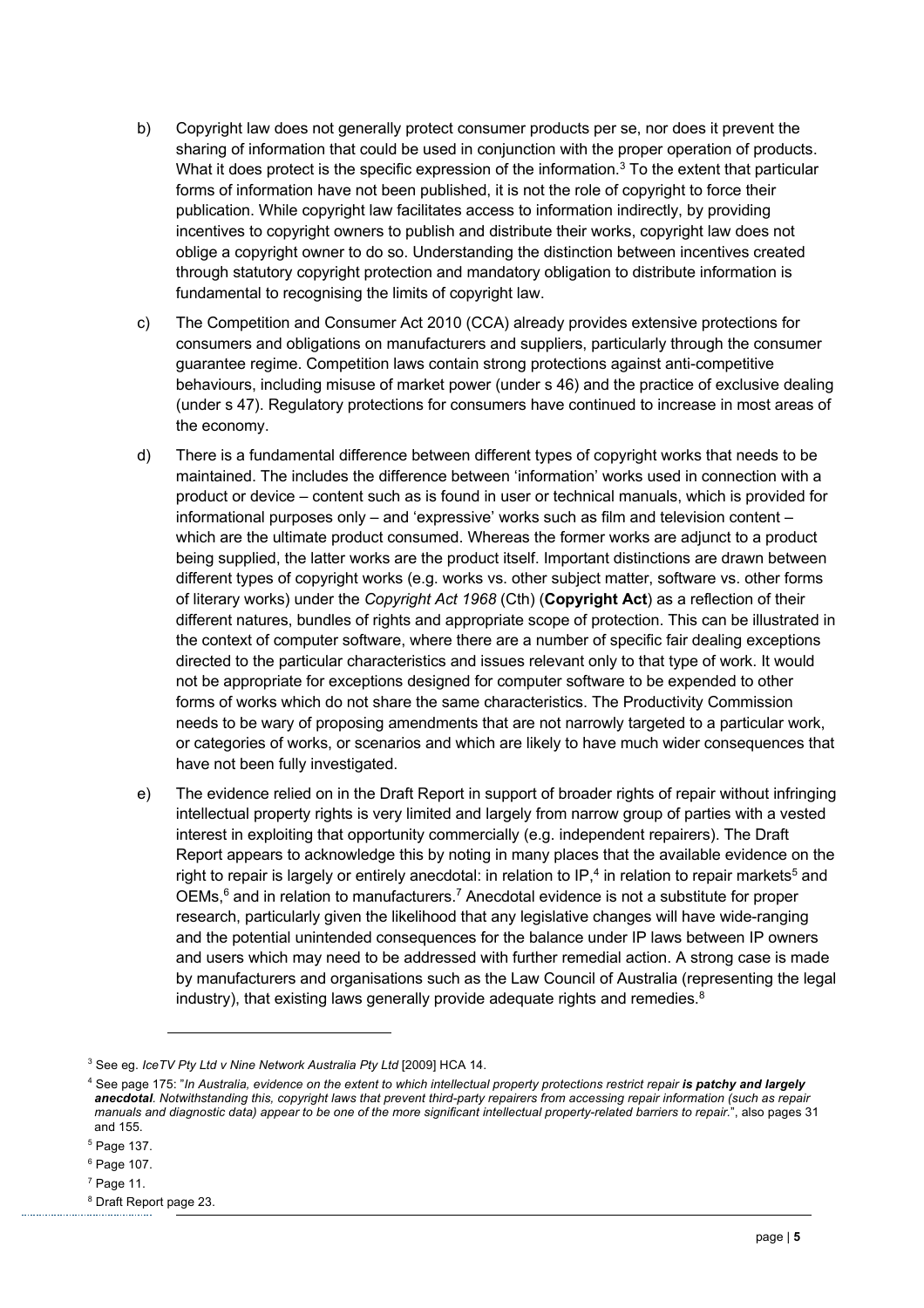b) Copyright law does not generally protect consumer products per se, nor does it prevent the sharing of information that could be used in conjunction with the proper operation of products. What it does protect is the specific expression of the information.[3] To the extent that particular forms of information have not been published, it is not the role of copyright to force their publication. While copyright law facilitates access to information indirectly, by providing incentives to copyright owners to publish and distribute their works, copyright law does not oblige a copyright owner to do so. Understanding the distinction between incentives created through statutory copyright protection and mandatory obligation to distribute information is fundamental to recognising the limits of copyright law.

c) The Competition and Consumer Act 2010 (CCA) already provides extensive protections for consumers and obligations on manufacturers and suppliers, particularly through the consumer guarantee regime. Competition laws contain strong protections against anti-competitive behaviours, including misuse of market power (under s 46) and the practice of exclusive dealing (under s 47). Regulatory protections for consumers have continued to increase in most areas of the economy.

d) There is a fundamental difference between different types of copyright works that needs to be maintained. The includes the difference between 'information' works used in connection with a product or device – content such as is found in user or technical manuals, which is provided for informational purposes only – and 'expressive' works such as film and television content – which are the ultimate product consumed. Whereas the former works are adjunct to a product being supplied, the latter works are the product itself. Important distinctions are drawn between different types of copyright works (e.g. works vs. other subject matter, software vs. other forms of literary works) under the *Copyright Act 1968* (Cth) (**Copyright Act**) as a reflection of their different natures, bundles of rights and appropriate scope of protection. This can be illustrated in the context of computer software, where there are a number of specific fair dealing exceptions directed to the particular characteristics and issues relevant only to that type of work. It would not be appropriate for exceptions designed for computer software to be expended to other forms of works which do not share the same characteristics. The Productivity Commission needs to be wary of proposing amendments that are not narrowly targeted to a particular work, or categories of works, or scenarios and which are likely to have much wider consequences that have not been fully investigated.

e) The evidence relied on in the Draft Report in support of broader rights of repair without infringing intellectual property rights is very limited and largely from narrow group of parties with a vested interest in exploiting that opportunity commercially (e.g. independent repairers). The Draft Report appears to acknowledge this by noting in many places that the available evidence on the right to repair is largely or entirely anecdotal: in relation to IP,[4] in relation to repair markets[5] and OEMs,[6] and in relation to manufacturers.[7] Anecdotal evidence is not a substitute for proper research, particularly given the likelihood that any legislative changes will have wide-ranging and the potential unintended consequences for the balance under IP laws between IP owners and users which may need to be addressed with further remedial action. A strong case is made by manufacturers and organisations such as the Law Council of Australia (representing the legal industry), that existing laws generally provide adequate rights and remedies.[8]

---

[3] See eg. *IceTV Pty Ltd v Nine Network Australia Pty Ltd* [2009] HCA 14.

[4] See page 175: "*In Australia, evidence on the extent to which intellectual property protections restrict repair **is patchy and largely anecdotal**. Notwithstanding this, copyright laws that prevent third-party repairers from accessing repair information (such as repair manuals and diagnostic data) appear to be one of the more significant intellectual property-related barriers to repair.*", also pages 31 and 155.

[5] Page 137.

[6] Page 107.

[7] Page 11.

[8] Draft Report page 23.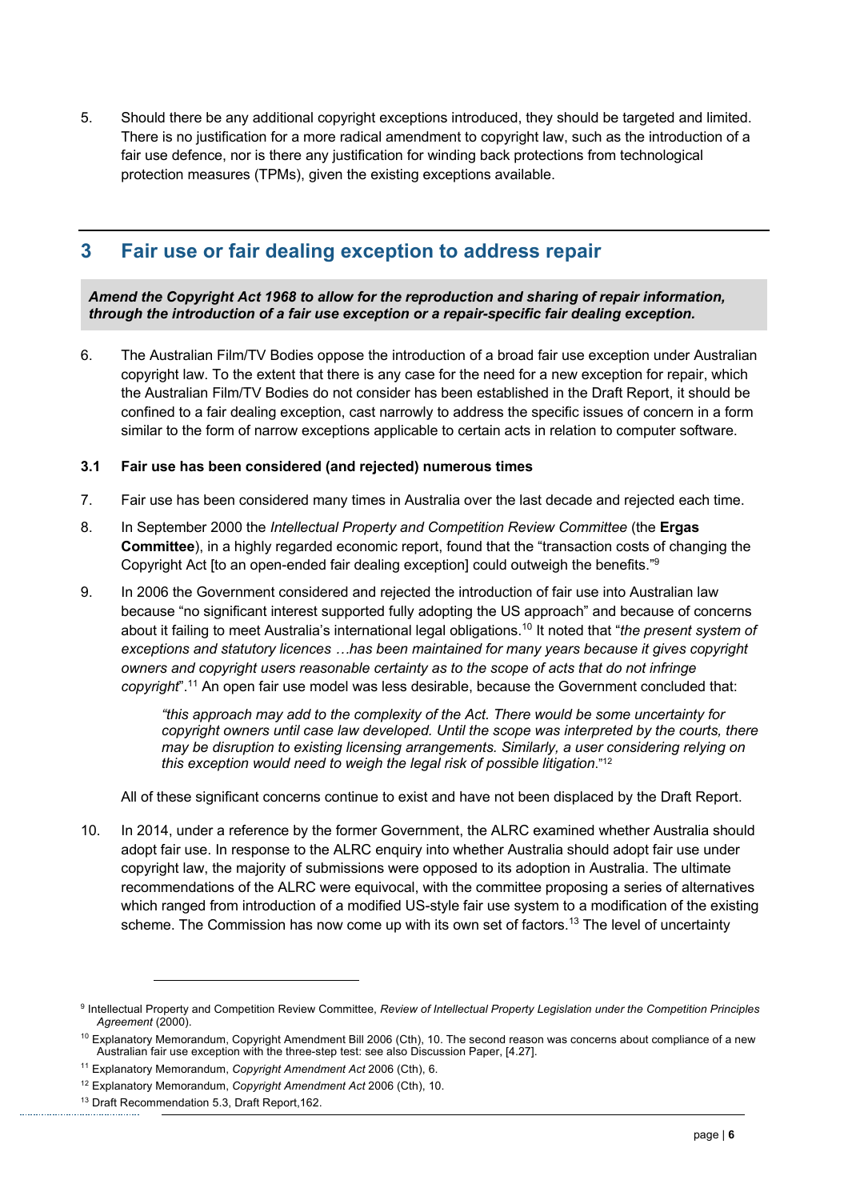5. Should there be any additional copyright exceptions introduced, they should be targeted and limited. There is no justification for a more radical amendment to copyright law, such as the introduction of a fair use defence, nor is there any justification for winding back protections from technological protection measures (TPMs), given the existing exceptions available.

## 3 Fair use or fair dealing exception to address repair

***Amend the Copyright Act 1968 to allow for the reproduction and sharing of repair information, through the introduction of a fair use exception or a repair-specific fair dealing exception.***

6. The Australian Film/TV Bodies oppose the introduction of a broad fair use exception under Australian copyright law. To the extent that there is any case for the need for a new exception for repair, which the Australian Film/TV Bodies do not consider has been established in the Draft Report, it should be confined to a fair dealing exception, cast narrowly to address the specific issues of concern in a form similar to the form of narrow exceptions applicable to certain acts in relation to computer software.

### 3.1 Fair use has been considered (and rejected) numerous times

7. Fair use has been considered many times in Australia over the last decade and rejected each time.

8. In September 2000 the *Intellectual Property and Competition Review Committee* (the **Ergas Committee**), in a highly regarded economic report, found that the "transaction costs of changing the Copyright Act [to an open-ended fair dealing exception] could outweigh the benefits."[9]

9. In 2006 the Government considered and rejected the introduction of fair use into Australian law because "no significant interest supported fully adopting the US approach" and because of concerns about it failing to meet Australia's international legal obligations.[10] It noted that "*the present system of exceptions and statutory licences …has been maintained for many years because it gives copyright owners and copyright users reasonable certainty as to the scope of acts that do not infringe copyright*".[11] An open fair use model was less desirable, because the Government concluded that:

   > *"this approach may add to the complexity of the Act. There would be some uncertainty for copyright owners until case law developed. Until the scope was interpreted by the courts, there may be disruption to existing licensing arrangements. Similarly, a user considering relying on this exception would need to weigh the legal risk of possible litigation*."[12]

   All of these significant concerns continue to exist and have not been displaced by the Draft Report.

10. In 2014, under a reference by the former Government, the ALRC examined whether Australia should adopt fair use. In response to the ALRC enquiry into whether Australia should adopt fair use under copyright law, the majority of submissions were opposed to its adoption in Australia. The ultimate recommendations of the ALRC were equivocal, with the committee proposing a series of alternatives which ranged from introduction of a modified US-style fair use system to a modification of the existing scheme. The Commission has now come up with its own set of factors.[13] The level of uncertainty

---

[9] Intellectual Property and Competition Review Committee, *Review of Intellectual Property Legislation under the Competition Principles Agreement* (2000).

[10] Explanatory Memorandum, Copyright Amendment Bill 2006 (Cth), 10. The second reason was concerns about compliance of a new Australian fair use exception with the three-step test: see also Discussion Paper, [4.27].

[11] Explanatory Memorandum, *Copyright Amendment Act* 2006 (Cth), 6.

[12] Explanatory Memorandum, *Copyright Amendment Act* 2006 (Cth), 10.

[13] Draft Recommendation 5.3, Draft Report,162.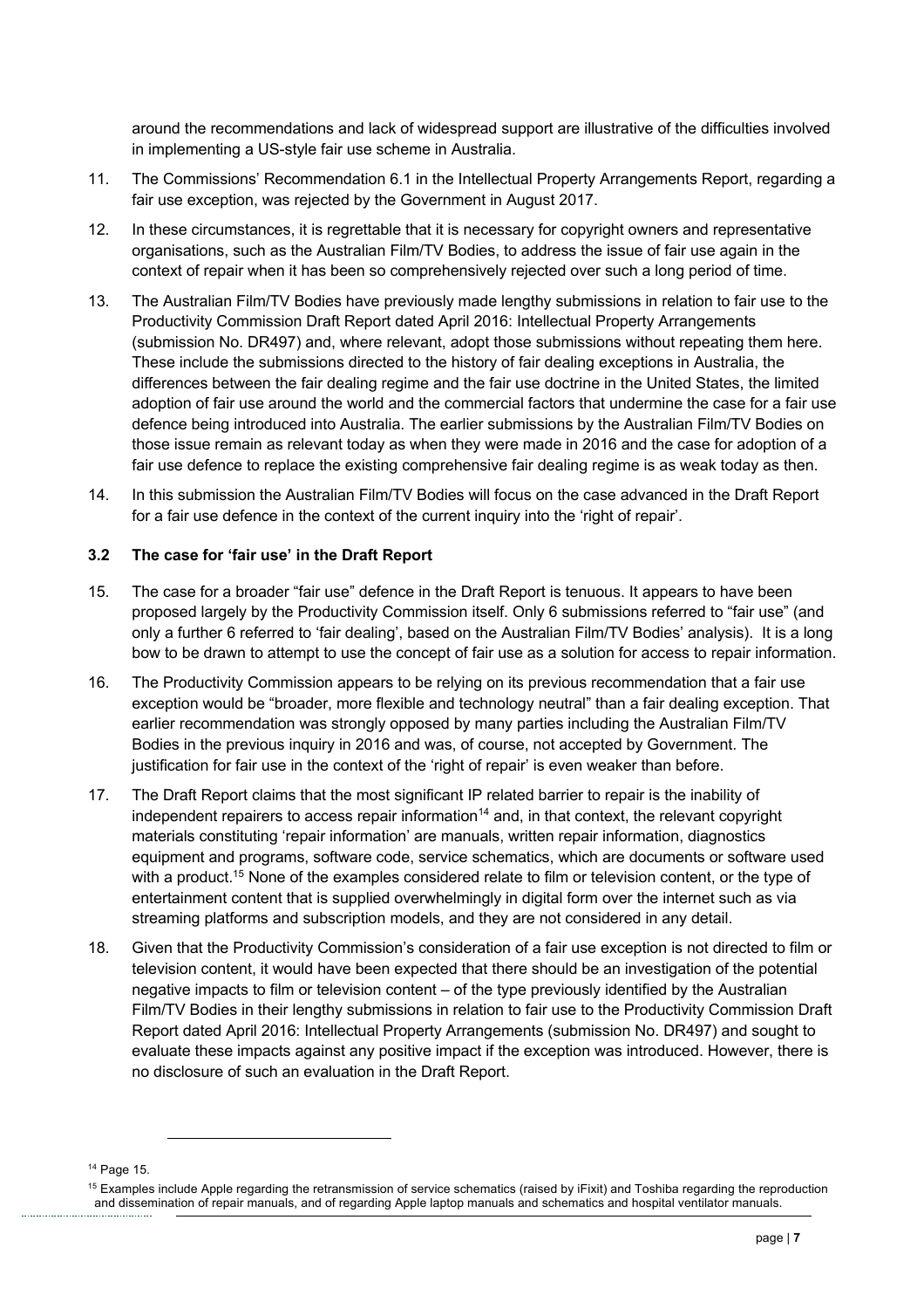around the recommendations and lack of widespread support are illustrative of the difficulties involved in implementing a US-style fair use scheme in Australia.

11. The Commissions' Recommendation 6.1 in the Intellectual Property Arrangements Report, regarding a fair use exception, was rejected by the Government in August 2017.

12. In these circumstances, it is regrettable that it is necessary for copyright owners and representative organisations, such as the Australian Film/TV Bodies, to address the issue of fair use again in the context of repair when it has been so comprehensively rejected over such a long period of time.

13. The Australian Film/TV Bodies have previously made lengthy submissions in relation to fair use to the Productivity Commission Draft Report dated April 2016: Intellectual Property Arrangements (submission No. DR497) and, where relevant, adopt those submissions without repeating them here. These include the submissions directed to the history of fair dealing exceptions in Australia, the differences between the fair dealing regime and the fair use doctrine in the United States, the limited adoption of fair use around the world and the commercial factors that undermine the case for a fair use defence being introduced into Australia. The earlier submissions by the Australian Film/TV Bodies on those issue remain as relevant today as when they were made in 2016 and the case for adoption of a fair use defence to replace the existing comprehensive fair dealing regime is as weak today as then.

14. In this submission the Australian Film/TV Bodies will focus on the case advanced in the Draft Report for a fair use defence in the context of the current inquiry into the 'right of repair'.

### 3.2 The case for 'fair use' in the Draft Report

15. The case for a broader "fair use" defence in the Draft Report is tenuous. It appears to have been proposed largely by the Productivity Commission itself. Only 6 submissions referred to "fair use" (and only a further 6 referred to 'fair dealing', based on the Australian Film/TV Bodies' analysis). It is a long bow to be drawn to attempt to use the concept of fair use as a solution for access to repair information.

16. The Productivity Commission appears to be relying on its previous recommendation that a fair use exception would be "broader, more flexible and technology neutral" than a fair dealing exception. That earlier recommendation was strongly opposed by many parties including the Australian Film/TV Bodies in the previous inquiry in 2016 and was, of course, not accepted by Government. The justification for fair use in the context of the 'right of repair' is even weaker than before.

17. The Draft Report claims that the most significant IP related barrier to repair is the inability of independent repairers to access repair information[14] and, in that context, the relevant copyright materials constituting 'repair information' are manuals, written repair information, diagnostics equipment and programs, software code, service schematics, which are documents or software used with a product.[15] None of the examples considered relate to film or television content, or the type of entertainment content that is supplied overwhelmingly in digital form over the internet such as via streaming platforms and subscription models, and they are not considered in any detail.

18. Given that the Productivity Commission's consideration of a fair use exception is not directed to film or television content, it would have been expected that there should be an investigation of the potential negative impacts to film or television content – of the type previously identified by the Australian Film/TV Bodies in their lengthy submissions in relation to fair use to the Productivity Commission Draft Report dated April 2016: Intellectual Property Arrangements (submission No. DR497) and sought to evaluate these impacts against any positive impact if the exception was introduced. However, there is no disclosure of such an evaluation in the Draft Report.

---

[14] Page 15.

[15] Examples include Apple regarding the retransmission of service schematics (raised by iFixit) and Toshiba regarding the reproduction and dissemination of repair manuals, and of regarding Apple laptop manuals and schematics and hospital ventilator manuals.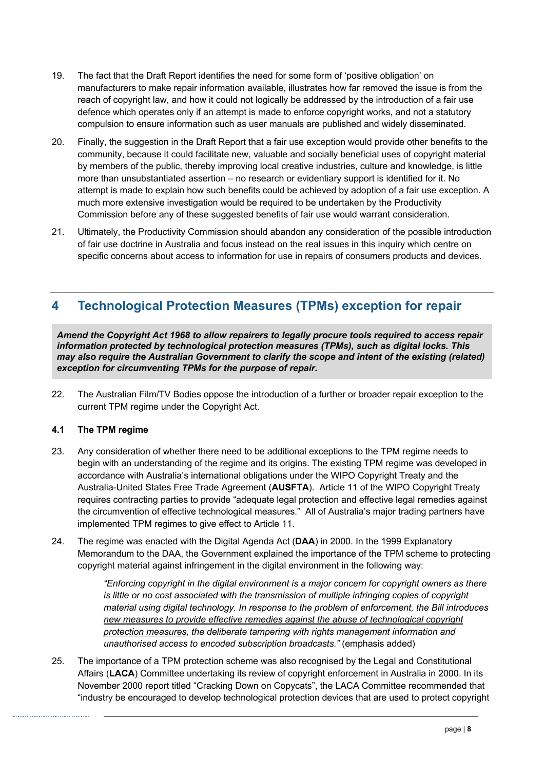19. The fact that the Draft Report identifies the need for some form of 'positive obligation' on manufacturers to make repair information available, illustrates how far removed the issue is from the reach of copyright law, and how it could not logically be addressed by the introduction of a fair use defence which operates only if an attempt is made to enforce copyright works, and not a statutory compulsion to ensure information such as user manuals are published and widely disseminated.

20. Finally, the suggestion in the Draft Report that a fair use exception would provide other benefits to the community, because it could facilitate new, valuable and socially beneficial uses of copyright material by members of the public, thereby improving local creative industries, culture and knowledge, is little more than unsubstantiated assertion – no research or evidentiary support is identified for it. No attempt is made to explain how such benefits could be achieved by adoption of a fair use exception. A much more extensive investigation would be required to be undertaken by the Productivity Commission before any of these suggested benefits of fair use would warrant consideration.

21. Ultimately, the Productivity Commission should abandon any consideration of the possible introduction of fair use doctrine in Australia and focus instead on the real issues in this inquiry which centre on specific concerns about access to information for use in repairs of consumers products and devices.

## 4 Technological Protection Measures (TPMs) exception for repair

***Amend the Copyright Act 1968 to allow repairers to legally procure tools required to access repair information protected by technological protection measures (TPMs), such as digital locks. This may also require the Australian Government to clarify the scope and intent of the existing (related) exception for circumventing TPMs for the purpose of repair.***

22. The Australian Film/TV Bodies oppose the introduction of a further or broader repair exception to the current TPM regime under the Copyright Act.

### 4.1 The TPM regime

23. Any consideration of whether there need to be additional exceptions to the TPM regime needs to begin with an understanding of the regime and its origins. The existing TPM regime was developed in accordance with Australia's international obligations under the WIPO Copyright Treaty and the Australia-United States Free Trade Agreement (**AUSFTA**). Article 11 of the WIPO Copyright Treaty requires contracting parties to provide "adequate legal protection and effective legal remedies against the circumvention of effective technological measures." All of Australia's major trading partners have implemented TPM regimes to give effect to Article 11.

24. The regime was enacted with the Digital Agenda Act (**DAA**) in 2000. In the 1999 Explanatory Memorandum to the DAA, the Government explained the importance of the TPM scheme to protecting copyright material against infringement in the digital environment in the following way:

> *"Enforcing copyright in the digital environment is a major concern for copyright owners as there is little or no cost associated with the transmission of multiple infringing copies of copyright material using digital technology. In response to the problem of enforcement, the Bill introduces <u>new measures to provide effective remedies against the abuse of technological copyright protection measures</u>, the deliberate tampering with rights management information and unauthorised access to encoded subscription broadcasts."* (emphasis added)

25. The importance of a TPM protection scheme was also recognised by the Legal and Constitutional Affairs (**LACA**) Committee undertaking its review of copyright enforcement in Australia in 2000. In its November 2000 report titled "Cracking Down on Copycats", the LACA Committee recommended that "industry be encouraged to develop technological protection devices that are used to protect copyright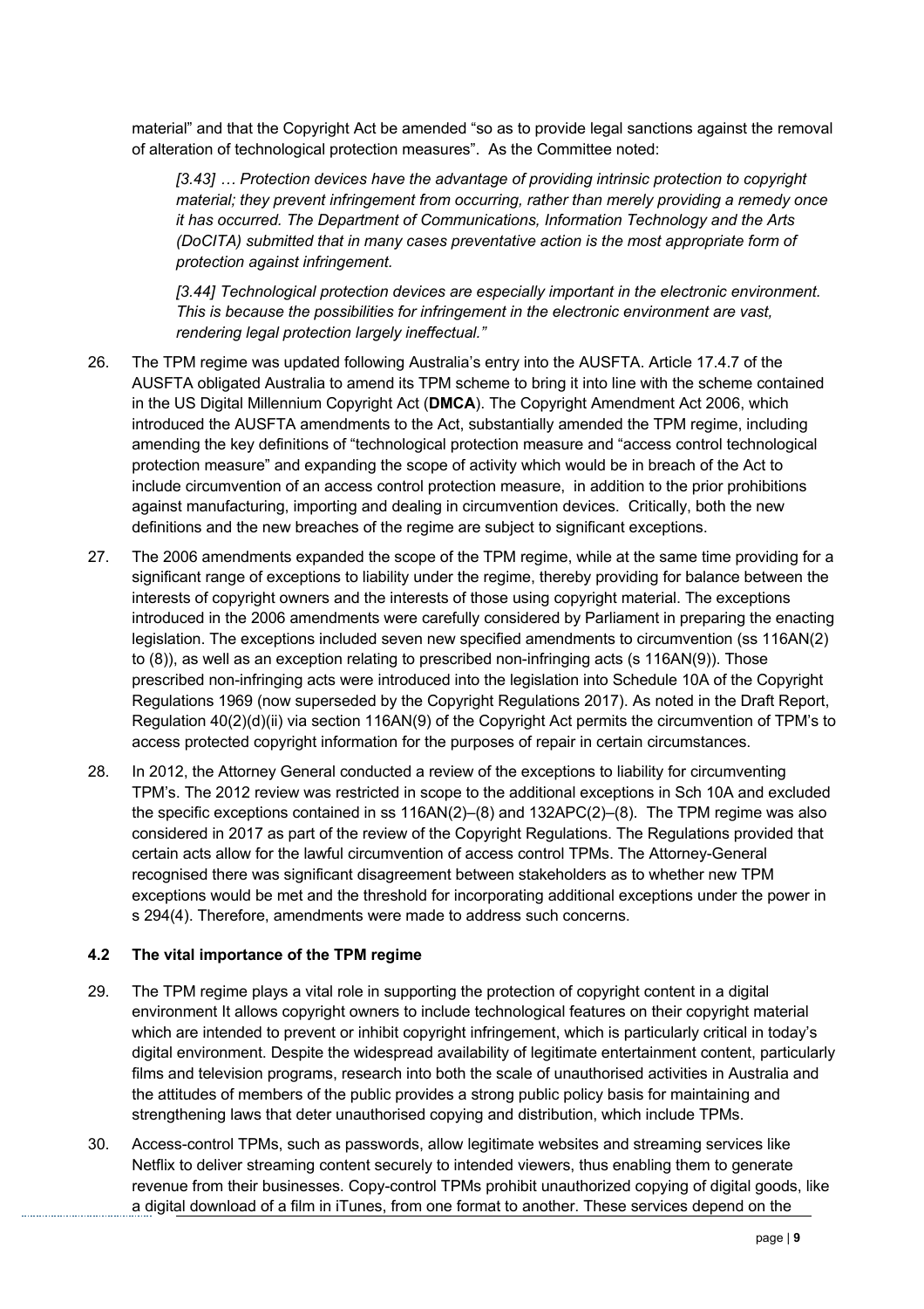material" and that the Copyright Act be amended "so as to provide legal sanctions against the removal of alteration of technological protection measures". As the Committee noted:

> *[3.43] … Protection devices have the advantage of providing intrinsic protection to copyright material; they prevent infringement from occurring, rather than merely providing a remedy once it has occurred. The Department of Communications, Information Technology and the Arts (DoCITA) submitted that in many cases preventative action is the most appropriate form of protection against infringement.*
>
> *[3.44] Technological protection devices are especially important in the electronic environment. This is because the possibilities for infringement in the electronic environment are vast, rendering legal protection largely ineffectual."*

26. The TPM regime was updated following Australia's entry into the AUSFTA. Article 17.4.7 of the AUSFTA obligated Australia to amend its TPM scheme to bring it into line with the scheme contained in the US Digital Millennium Copyright Act (**DMCA**). The Copyright Amendment Act 2006, which introduced the AUSFTA amendments to the Act, substantially amended the TPM regime, including amending the key definitions of "technological protection measure and "access control technological protection measure" and expanding the scope of activity which would be in breach of the Act to include circumvention of an access control protection measure, in addition to the prior prohibitions against manufacturing, importing and dealing in circumvention devices. Critically, both the new definitions and the new breaches of the regime are subject to significant exceptions.

27. The 2006 amendments expanded the scope of the TPM regime, while at the same time providing for a significant range of exceptions to liability under the regime, thereby providing for balance between the interests of copyright owners and the interests of those using copyright material. The exceptions introduced in the 2006 amendments were carefully considered by Parliament in preparing the enacting legislation. The exceptions included seven new specified amendments to circumvention (ss 116AN(2) to (8)), as well as an exception relating to prescribed non-infringing acts (s 116AN(9)). Those prescribed non-infringing acts were introduced into the legislation into Schedule 10A of the Copyright Regulations 1969 (now superseded by the Copyright Regulations 2017). As noted in the Draft Report, Regulation 40(2)(d)(ii) via section 116AN(9) of the Copyright Act permits the circumvention of TPM's to access protected copyright information for the purposes of repair in certain circumstances.

28. In 2012, the Attorney General conducted a review of the exceptions to liability for circumventing TPM's. The 2012 review was restricted in scope to the additional exceptions in Sch 10A and excluded the specific exceptions contained in ss 116AN(2)–(8) and 132APC(2)–(8). The TPM regime was also considered in 2017 as part of the review of the Copyright Regulations. The Regulations provided that certain acts allow for the lawful circumvention of access control TPMs. The Attorney-General recognised there was significant disagreement between stakeholders as to whether new TPM exceptions would be met and the threshold for incorporating additional exceptions under the power in s 294(4). Therefore, amendments were made to address such concerns.

### 4.2 The vital importance of the TPM regime

29. The TPM regime plays a vital role in supporting the protection of copyright content in a digital environment It allows copyright owners to include technological features on their copyright material which are intended to prevent or inhibit copyright infringement, which is particularly critical in today's digital environment. Despite the widespread availability of legitimate entertainment content, particularly films and television programs, research into both the scale of unauthorised activities in Australia and the attitudes of members of the public provides a strong public policy basis for maintaining and strengthening laws that deter unauthorised copying and distribution, which include TPMs.

30. Access-control TPMs, such as passwords, allow legitimate websites and streaming services like Netflix to deliver streaming content securely to intended viewers, thus enabling them to generate revenue from their businesses. Copy-control TPMs prohibit unauthorized copying of digital goods, like a digital download of a film in iTunes, from one format to another. These services depend on the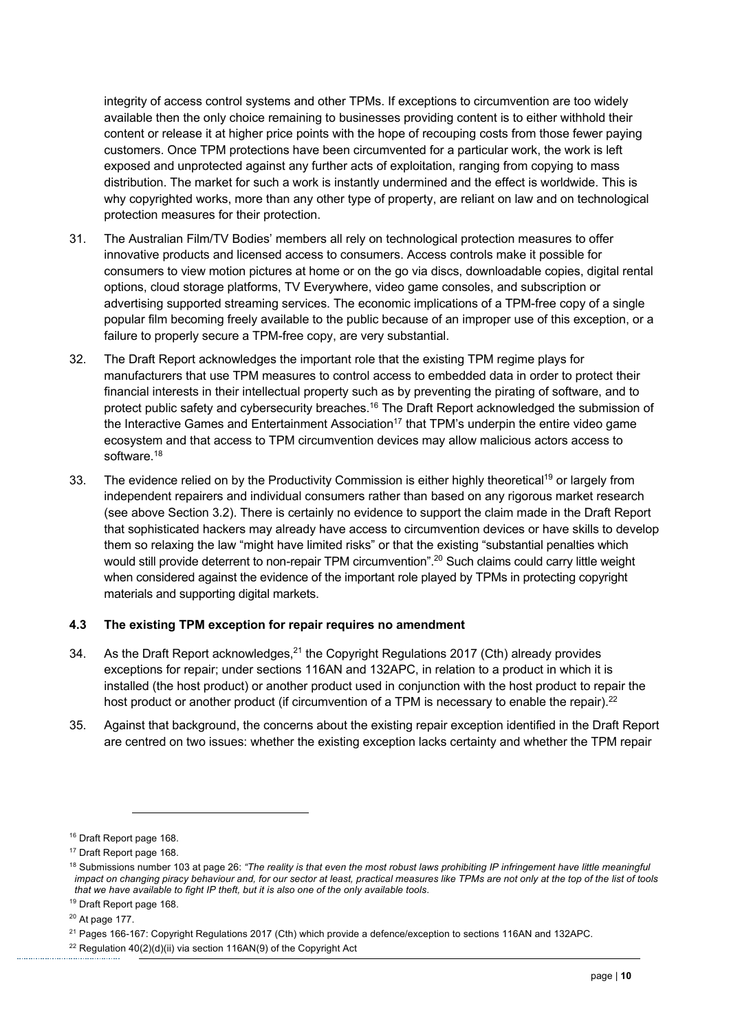integrity of access control systems and other TPMs. If exceptions to circumvention are too widely available then the only choice remaining to businesses providing content is to either withhold their content or release it at higher price points with the hope of recouping costs from those fewer paying customers. Once TPM protections have been circumvented for a particular work, the work is left exposed and unprotected against any further acts of exploitation, ranging from copying to mass distribution. The market for such a work is instantly undermined and the effect is worldwide. This is why copyrighted works, more than any other type of property, are reliant on law and on technological protection measures for their protection.

31. The Australian Film/TV Bodies' members all rely on technological protection measures to offer innovative products and licensed access to consumers. Access controls make it possible for consumers to view motion pictures at home or on the go via discs, downloadable copies, digital rental options, cloud storage platforms, TV Everywhere, video game consoles, and subscription or advertising supported streaming services. The economic implications of a TPM-free copy of a single popular film becoming freely available to the public because of an improper use of this exception, or a failure to properly secure a TPM-free copy, are very substantial.

32. The Draft Report acknowledges the important role that the existing TPM regime plays for manufacturers that use TPM measures to control access to embedded data in order to protect their financial interests in their intellectual property such as by preventing the pirating of software, and to protect public safety and cybersecurity breaches.[16] The Draft Report acknowledged the submission of the Interactive Games and Entertainment Association[17] that TPM's underpin the entire video game ecosystem and that access to TPM circumvention devices may allow malicious actors access to software.[18]

33. The evidence relied on by the Productivity Commission is either highly theoretical[19] or largely from independent repairers and individual consumers rather than based on any rigorous market research (see above Section 3.2). There is certainly no evidence to support the claim made in the Draft Report that sophisticated hackers may already have access to circumvention devices or have skills to develop them so relaxing the law "might have limited risks" or that the existing "substantial penalties which would still provide deterrent to non-repair TPM circumvention".[20] Such claims could carry little weight when considered against the evidence of the important role played by TPMs in protecting copyright materials and supporting digital markets.

### 4.3 The existing TPM exception for repair requires no amendment

34. As the Draft Report acknowledges,[21] the Copyright Regulations 2017 (Cth) already provides exceptions for repair; under sections 116AN and 132APC, in relation to a product in which it is installed (the host product) or another product used in conjunction with the host product to repair the host product or another product (if circumvention of a TPM is necessary to enable the repair).[22]

35. Against that background, the concerns about the existing repair exception identified in the Draft Report are centred on two issues: whether the existing exception lacks certainty and whether the TPM repair

---

[16] Draft Report page 168.

[17] Draft Report page 168.

[18] Submissions number 103 at page 26: *"The reality is that even the most robust laws prohibiting IP infringement have little meaningful impact on changing piracy behaviour and, for our sector at least, practical measures like TPMs are not only at the top of the list of tools that we have available to fight IP theft, but it is also one of the only available tools*.

[19] Draft Report page 168.

[20] At page 177.

[21] Pages 166-167: Copyright Regulations 2017 (Cth) which provide a defence/exception to sections 116AN and 132APC.

[22] Regulation 40(2)(d)(ii) via section 116AN(9) of the Copyright Act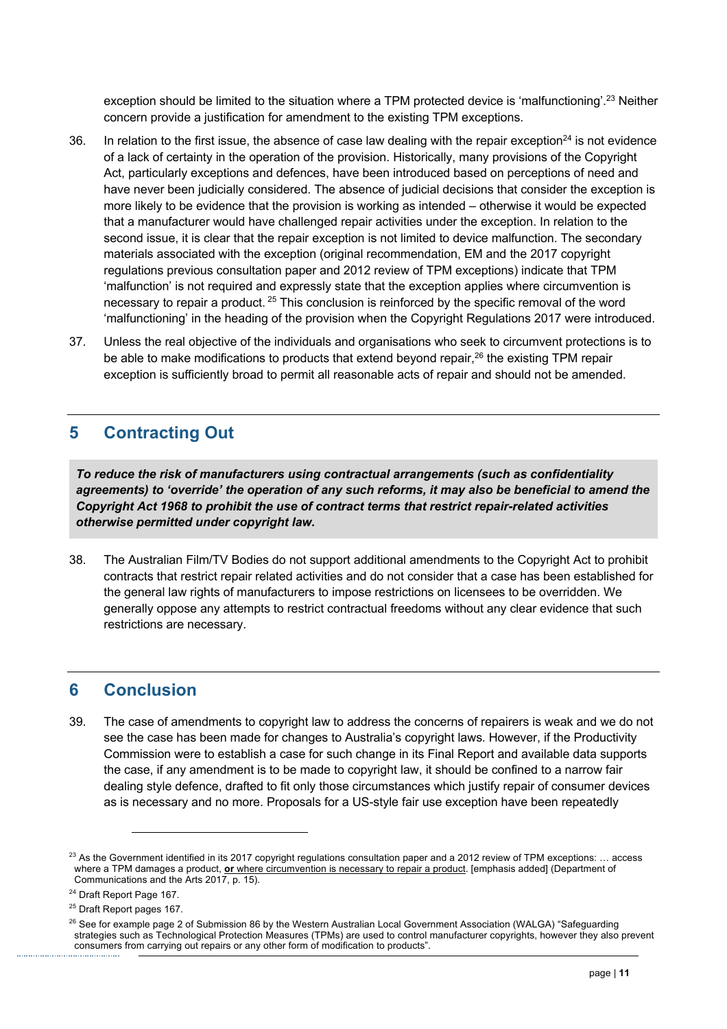exception should be limited to the situation where a TPM protected device is 'malfunctioning'.[23] Neither concern provide a justification for amendment to the existing TPM exceptions.

36. In relation to the first issue, the absence of case law dealing with the repair exception[24] is not evidence of a lack of certainty in the operation of the provision. Historically, many provisions of the Copyright Act, particularly exceptions and defences, have been introduced based on perceptions of need and have never been judicially considered. The absence of judicial decisions that consider the exception is more likely to be evidence that the provision is working as intended – otherwise it would be expected that a manufacturer would have challenged repair activities under the exception. In relation to the second issue, it is clear that the repair exception is not limited to device malfunction. The secondary materials associated with the exception (original recommendation, EM and the 2017 copyright regulations previous consultation paper and 2012 review of TPM exceptions) indicate that TPM 'malfunction' is not required and expressly state that the exception applies where circumvention is necessary to repair a product. [25] This conclusion is reinforced by the specific removal of the word 'malfunctioning' in the heading of the provision when the Copyright Regulations 2017 were introduced.

37. Unless the real objective of the individuals and organisations who seek to circumvent protections is to be able to make modifications to products that extend beyond repair,[26] the existing TPM repair exception is sufficiently broad to permit all reasonable acts of repair and should not be amended.

## 5 Contracting Out

***To reduce the risk of manufacturers using contractual arrangements (such as confidentiality agreements) to 'override' the operation of any such reforms, it may also be beneficial to amend the Copyright Act 1968 to prohibit the use of contract terms that restrict repair-related activities otherwise permitted under copyright law.***

38. The Australian Film/TV Bodies do not support additional amendments to the Copyright Act to prohibit contracts that restrict repair related activities and do not consider that a case has been established for the general law rights of manufacturers to impose restrictions on licensees to be overridden. We generally oppose any attempts to restrict contractual freedoms without any clear evidence that such restrictions are necessary.

## 6 Conclusion

39. The case of amendments to copyright law to address the concerns of repairers is weak and we do not see the case has been made for changes to Australia's copyright laws. However, if the Productivity Commission were to establish a case for such change in its Final Report and available data supports the case, if any amendment is to be made to copyright law, it should be confined to a narrow fair dealing style defence, drafted to fit only those circumstances which justify repair of consumer devices as is necessary and no more. Proposals for a US-style fair use exception have been repeatedly

---

[23] As the Government identified in its 2017 copyright regulations consultation paper and a 2012 review of TPM exceptions: … access where a TPM damages a product, **or** where circumvention is necessary to repair a product. [emphasis added] (Department of Communications and the Arts 2017, p. 15).

[24] Draft Report Page 167.

[25] Draft Report pages 167.

[26] See for example page 2 of Submission 86 by the Western Australian Local Government Association (WALGA) "Safeguarding strategies such as Technological Protection Measures (TPMs) are used to control manufacturer copyrights, however they also prevent consumers from carrying out repairs or any other form of modification to products".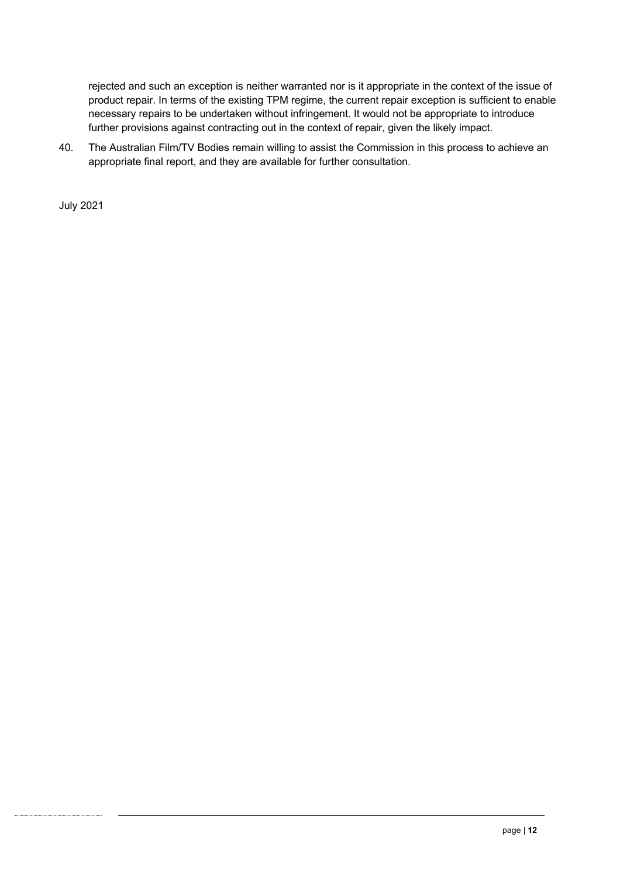rejected and such an exception is neither warranted nor is it appropriate in the context of the issue of product repair. In terms of the existing TPM regime, the current repair exception is sufficient to enable necessary repairs to be undertaken without infringement. It would not be appropriate to introduce further provisions against contracting out in the context of repair, given the likely impact.

40. The Australian Film/TV Bodies remain willing to assist the Commission in this process to achieve an appropriate final report, and they are available for further consultation.

July 2021